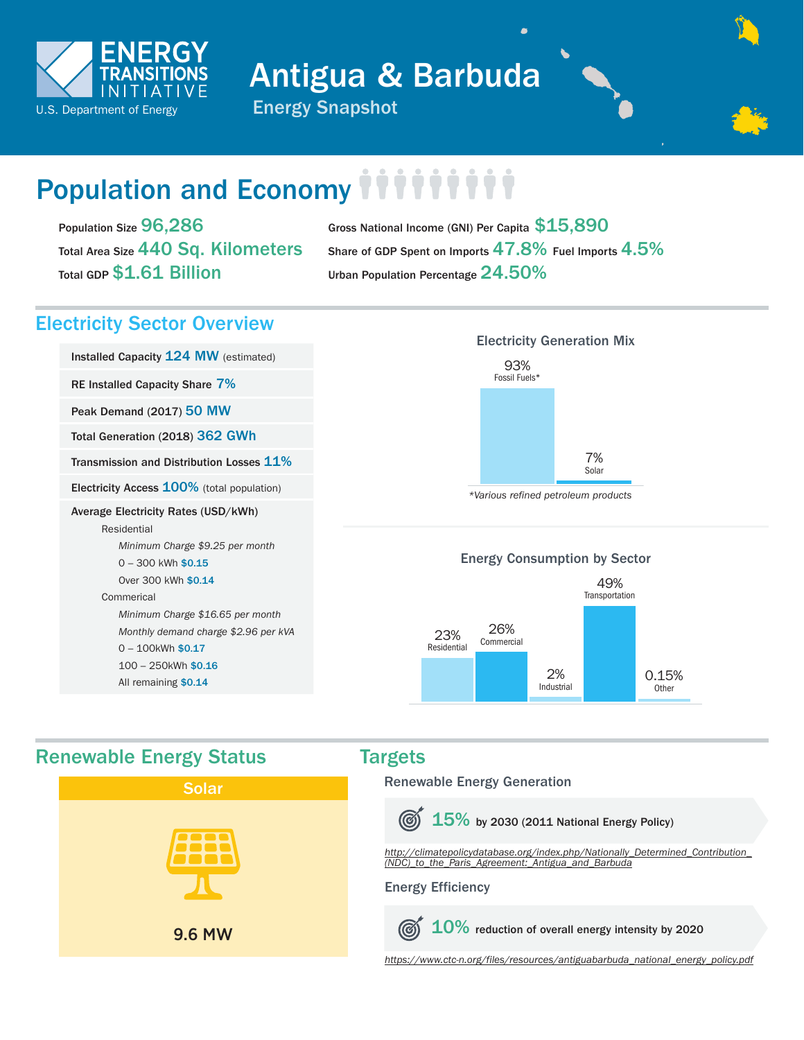ENERGY TRANSITIONS INITIATIVE
U.S. Department of Energy

# Antigua & Barbuda

## Energy Snapshot

## Population and Economy

Population Size **96,286**

Total Area Size **440 Sq. Kilometers**

Total GDP **$1.61 Billion**

Gross National Income (GNI) Per Capita **$15,890**

Share of GDP Spent on Imports **47.8%** Fuel Imports **4.5%**

Urban Population Percentage **24.50%**

## Electricity Sector Overview

Installed Capacity **124 MW** (estimated)

RE Installed Capacity Share **7%**

Peak Demand (2017) **50 MW**

Total Generation (2018) **362 GWh**

Transmission and Distribution Losses **11%**

Electricity Access **100%** (total population)

Average Electricity Rates (USD/kWh)

- Residential
  - *Minimum Charge $9.25 per month*
  - 0 – 300 kWh **$0.15**
  - Over 300 kWh **$0.14**
- Commerical
  - *Minimum Charge $16.65 per month*
  - *Monthly demand charge $2.96 per kVA*
  - 0 – 100kWh **$0.17**
  - 100 – 250kWh **$0.16**
  - All remaining **$0.14**

### Electricity Generation Mix

| Source | Share |
|---|---|
| Fossil Fuels* | 93% |
| Solar | 7% |

*\*Various refined petroleum products*

### Energy Consumption by Sector

| Sector | Share |
|---|---|
| Residential | 23% |
| Commercial | 26% |
| Industrial | 2% |
| Transportation | 49% |
| Other | 0.15% |

## Renewable Energy Status

**Solar**

9.6 MW

## Targets

### Renewable Energy Generation

**15%** by 2030 (2011 National Energy Policy)

*http://climatepolicydatabase.org/index.php/Nationally_Determined_Contribution_(NDC)_to_the_Paris_Agreement:_Antigua_and_Barbuda*

### Energy Efficiency

**10%** reduction of overall energy intensity by 2020

*https://www.ctc-n.org/files/resources/antiguabarbuda_national_energy_policy.pdf*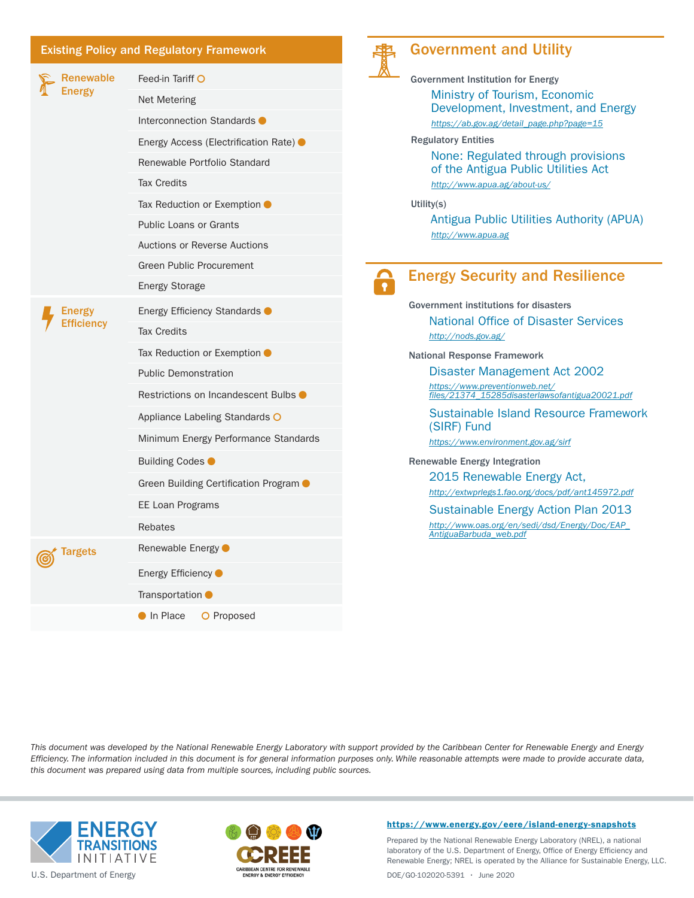## Existing Policy and Regulatory Framework

| Category | Policy | Status |
|---|---|---|
| Renewable Energy | Feed-in Tariff | Proposed |
| | Net Metering | |
| | Interconnection Standards | In Place |
| | Energy Access (Electrification Rate) | In Place |
| | Renewable Portfolio Standard | |
| | Tax Credits | |
| | Tax Reduction or Exemption | In Place |
| | Public Loans or Grants | |
| | Auctions or Reverse Auctions | |
| | Green Public Procurement | |
| | Energy Storage | |
| Energy Efficiency | Energy Efficiency Standards | In Place |
| | Tax Credits | |
| | Tax Reduction or Exemption | In Place |
| | Public Demonstration | |
| | Restrictions on Incandescent Bulbs | In Place |
| | Appliance Labeling Standards | Proposed |
| | Minimum Energy Performance Standards | |
| | Building Codes | In Place |
| | Green Building Certification Program | In Place |
| | EE Loan Programs | |
| | Rebates | |
| Targets | Renewable Energy | In Place |
| | Energy Efficiency | In Place |
| | Transportation | In Place |

● In Place ○ Proposed

## Government and Utility

**Government Institution for Energy**

Ministry of Tourism, Economic Development, Investment, and Energy
https://ab.gov.ag/detail_page.php?page=15

**Regulatory Entities**

None: Regulated through provisions of the Antigua Public Utilities Act
http://www.apua.ag/about-us/

**Utility(s)**

Antigua Public Utilities Authority (APUA)
http://www.apua.ag

## Energy Security and Resilience

**Government institutions for disasters**

National Office of Disaster Services
http://nods.gov.ag/

**National Response Framework**

Disaster Management Act 2002
https://www.preventionweb.net/files/21374_15285disasterlawsofantigua20021.pdf

Sustainable Island Resource Framework (SIRF) Fund
https://www.environment.gov.ag/sirf

**Renewable Energy Integration**

2015 Renewable Energy Act,
http://extwprlegs1.fao.org/docs/pdf/ant145972.pdf

Sustainable Energy Action Plan 2013
http://www.oas.org/en/sedi/dsd/Energy/Doc/EAP_AntiguaBarbuda_web.pdf

*This document was developed by the National Renewable Energy Laboratory with support provided by the Caribbean Center for Renewable Energy and Energy Efficiency. The information included in this document is for general information purposes only. While reasonable attempts were made to provide accurate data, this document was prepared using data from multiple sources, including public sources.*

ENERGY TRANSITIONS INITIATIVE
U.S. Department of Energy

CCREEE
CARIBBEAN CENTRE FOR RENEWABLE ENERGY & ENERGY EFFICIENCY

**https://www.energy.gov/eere/island-energy-snapshots**

Prepared by the National Renewable Energy Laboratory (NREL), a national laboratory of the U.S. Department of Energy, Office of Energy Efficiency and Renewable Energy; NREL is operated by the Alliance for Sustainable Energy, LLC.

DOE/GO-102020-5391 · June 2020